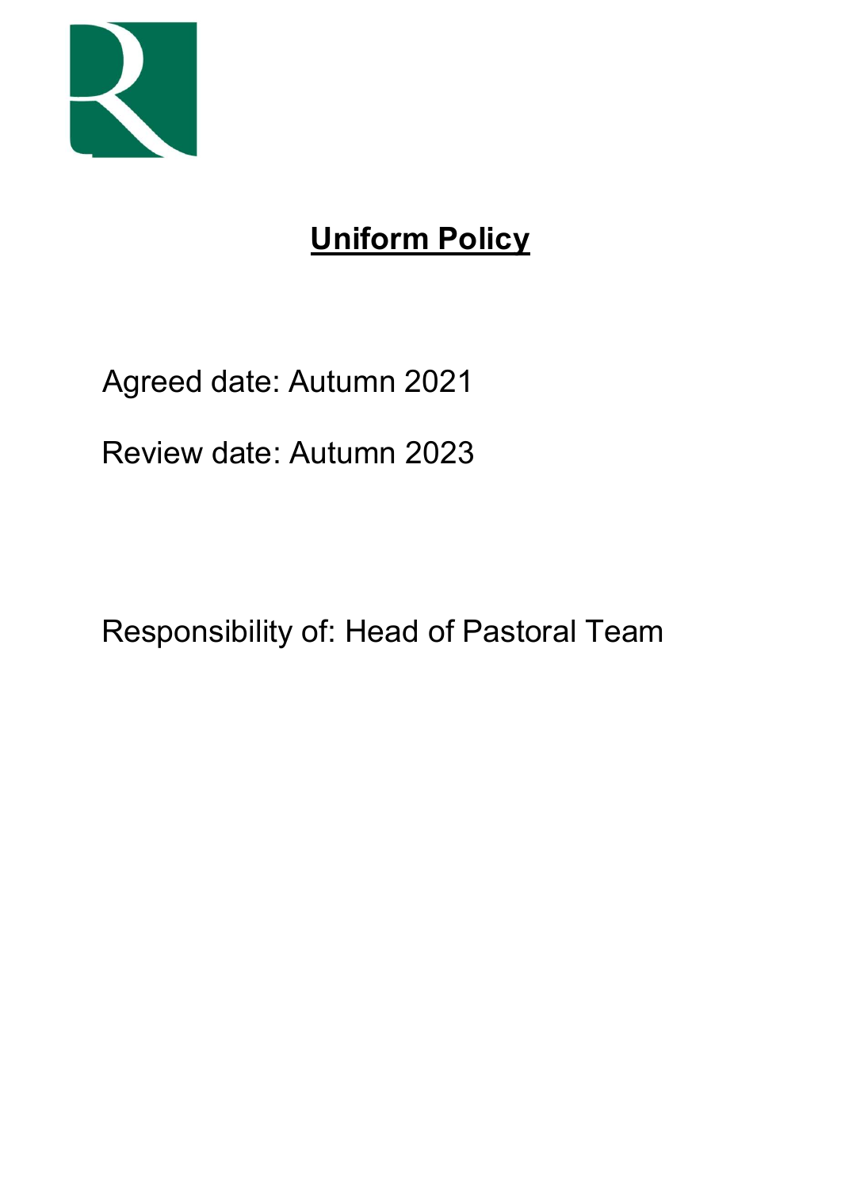# Uniform Policy

Agreed date: Autumn 2021

Review date: Autumn 2023

Responsibility of: Head of Pastoral Team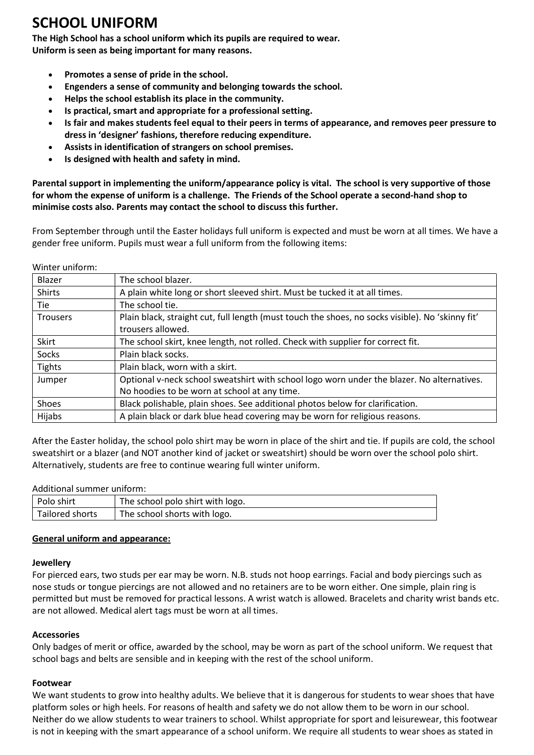# SCHOOL UNIFORM

**The High School has a school uniform which its pupils are required to wear.**
**Uniform is seen as being important for many reasons.**

- **Promotes a sense of pride in the school.**
- **Engenders a sense of community and belonging towards the school.**
- **Helps the school establish its place in the community.**
- **Is practical, smart and appropriate for a professional setting.**
- **Is fair and makes students feel equal to their peers in terms of appearance, and removes peer pressure to dress in 'designer' fashions, therefore reducing expenditure.**
- **Assists in identification of strangers on school premises.**
- **Is designed with health and safety in mind.**

**Parental support in implementing the uniform/appearance policy is vital. The school is very supportive of those for whom the expense of uniform is a challenge. The Friends of the School operate a second-hand shop to minimise costs also. Parents may contact the school to discuss this further.**

From September through until the Easter holidays full uniform is expected and must be worn at all times. We have a gender free uniform. Pupils must wear a full uniform from the following items:

Winter uniform:

| | |
|---|---|
| Blazer | The school blazer. |
| Shirts | A plain white long or short sleeved shirt. Must be tucked it at all times. |
| Tie | The school tie. |
| Trousers | Plain black, straight cut, full length (must touch the shoes, no socks visible). No 'skinny fit' trousers allowed. |
| Skirt | The school skirt, knee length, not rolled. Check with supplier for correct fit. |
| Socks | Plain black socks. |
| Tights | Plain black, worn with a skirt. |
| Jumper | Optional v-neck school sweatshirt with school logo worn under the blazer. No alternatives. No hoodies to be worn at school at any time. |
| Shoes | Black polishable, plain shoes. See additional photos below for clarification. |
| Hijabs | A plain black or dark blue head covering may be worn for religious reasons. |

After the Easter holiday, the school polo shirt may be worn in place of the shirt and tie. If pupils are cold, the school sweatshirt or a blazer (and NOT another kind of jacket or sweatshirt) should be worn over the school polo shirt. Alternatively, students are free to continue wearing full winter uniform.

Additional summer uniform:

| | |
|---|---|
| Polo shirt | The school polo shirt with logo. |
| Tailored shorts | The school shorts with logo. |

**General uniform and appearance:**

**Jewellery**

For pierced ears, two studs per ear may be worn. N.B. studs not hoop earrings. Facial and body piercings such as nose studs or tongue piercings are not allowed and no retainers are to be worn either. One simple, plain ring is permitted but must be removed for practical lessons. A wrist watch is allowed. Bracelets and charity wrist bands etc. are not allowed. Medical alert tags must be worn at all times.

**Accessories**

Only badges of merit or office, awarded by the school, may be worn as part of the school uniform. We request that school bags and belts are sensible and in keeping with the rest of the school uniform.

**Footwear**

We want students to grow into healthy adults. We believe that it is dangerous for students to wear shoes that have platform soles or high heels. For reasons of health and safety we do not allow them to be worn in our school. Neither do we allow students to wear trainers to school. Whilst appropriate for sport and leisurewear, this footwear is not in keeping with the smart appearance of a school uniform. We require all students to wear shoes as stated in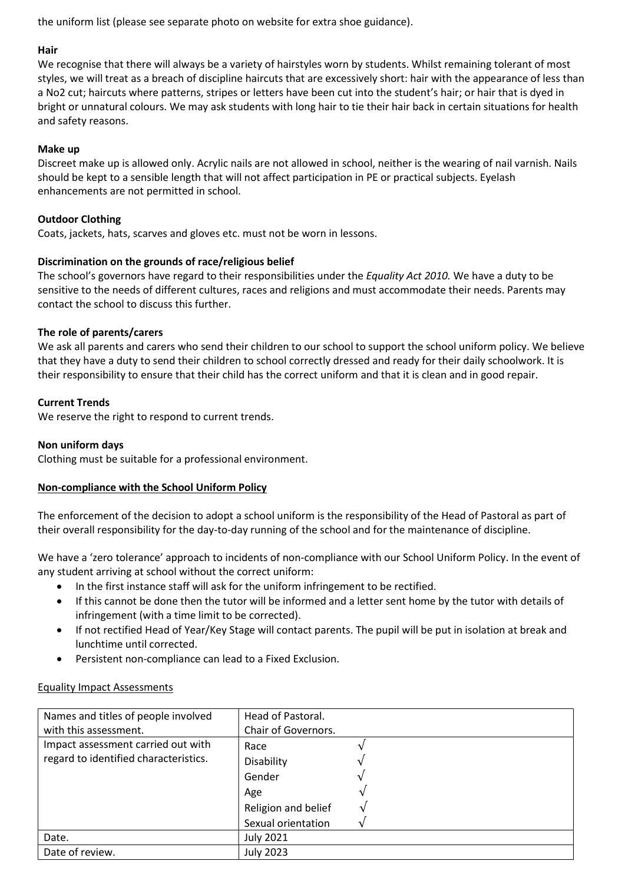the uniform list (please see separate photo on website for extra shoe guidance).

**Hair**

We recognise that there will always be a variety of hairstyles worn by students. Whilst remaining tolerant of most styles, we will treat as a breach of discipline haircuts that are excessively short: hair with the appearance of less than a No2 cut; haircuts where patterns, stripes or letters have been cut into the student's hair; or hair that is dyed in bright or unnatural colours. We may ask students with long hair to tie their hair back in certain situations for health and safety reasons.

**Make up**

Discreet make up is allowed only. Acrylic nails are not allowed in school, neither is the wearing of nail varnish. Nails should be kept to a sensible length that will not affect participation in PE or practical subjects. Eyelash enhancements are not permitted in school.

**Outdoor Clothing**

Coats, jackets, hats, scarves and gloves etc. must not be worn in lessons.

**Discrimination on the grounds of race/religious belief**

The school's governors have regard to their responsibilities under the *Equality Act 2010.* We have a duty to be sensitive to the needs of different cultures, races and religions and must accommodate their needs. Parents may contact the school to discuss this further.

**The role of parents/carers**

We ask all parents and carers who send their children to our school to support the school uniform policy. We believe that they have a duty to send their children to school correctly dressed and ready for their daily schoolwork. It is their responsibility to ensure that their child has the correct uniform and that it is clean and in good repair.

**Current Trends**

We reserve the right to respond to current trends.

**Non uniform days**

Clothing must be suitable for a professional environment.

**<u>Non-compliance with the School Uniform Policy</u>**

The enforcement of the decision to adopt a school uniform is the responsibility of the Head of Pastoral as part of their overall responsibility for the day-to-day running of the school and for the maintenance of discipline.

We have a 'zero tolerance' approach to incidents of non-compliance with our School Uniform Policy. In the event of any student arriving at school without the correct uniform:

- In the first instance staff will ask for the uniform infringement to be rectified.
- If this cannot be done then the tutor will be informed and a letter sent home by the tutor with details of infringement (with a time limit to be corrected).
- If not rectified Head of Year/Key Stage will contact parents. The pupil will be put in isolation at break and lunchtime until corrected.
- Persistent non-compliance can lead to a Fixed Exclusion.

<u>Equality Impact Assessments</u>

| Names and titles of people involved with this assessment. | Head of Pastoral.<br>Chair of Governors. | |
|---|---|---|
| Impact assessment carried out with regard to identified characteristics. | Race | √ |
| | Disability | √ |
| | Gender | √ |
| | Age | √ |
| | Religion and belief | √ |
| | Sexual orientation | √ |
| Date. | July 2021 | |
| Date of review. | July 2023 | |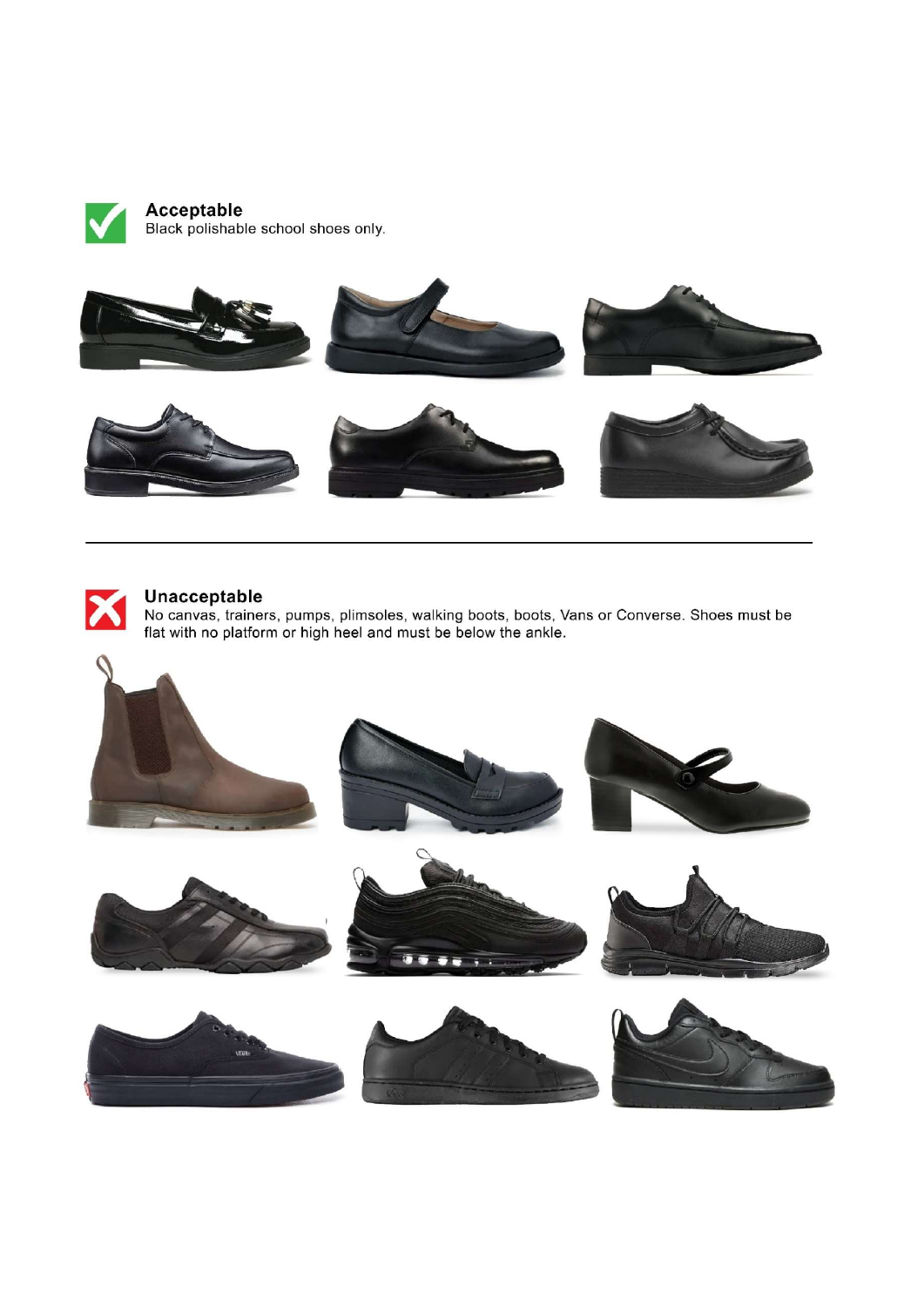**Acceptable**
Black polishable school shoes only.

---

**Unacceptable**
No canvas, trainers, pumps, plimsoles, walking boots, boots, Vans or Converse. Shoes must be flat with no platform or high heel and must be below the ankle.